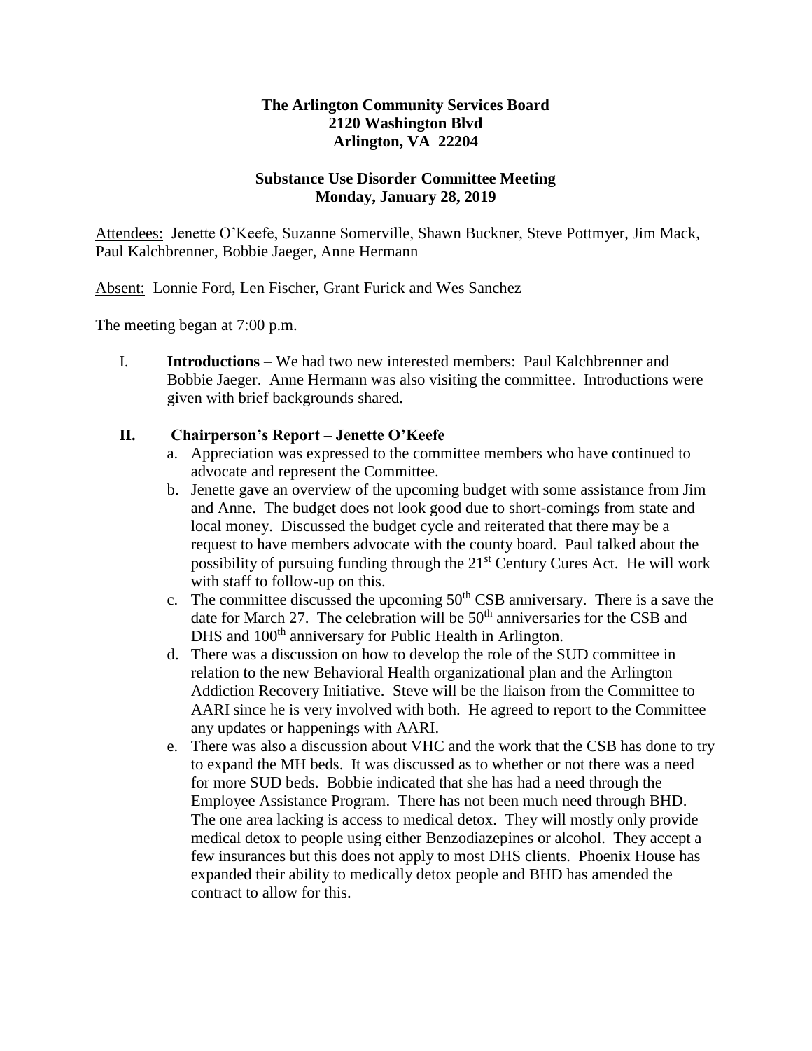**The Arlington Community Services Board**
**2120 Washington Blvd**
**Arlington, VA 22204**

**Substance Use Disorder Committee Meeting**
**Monday, January 28, 2019**

Attendees: Jenette O'Keefe, Suzanne Somerville, Shawn Buckner, Steve Pottmyer, Jim Mack, Paul Kalchbrenner, Bobbie Jaeger, Anne Hermann

Absent: Lonnie Ford, Len Fischer, Grant Furick and Wes Sanchez

The meeting began at 7:00 p.m.

I. **Introductions** – We had two new interested members: Paul Kalchbrenner and Bobbie Jaeger. Anne Hermann was also visiting the committee. Introductions were given with brief backgrounds shared.

**II. Chairperson's Report – Jenette O'Keefe**

a. Appreciation was expressed to the committee members who have continued to advocate and represent the Committee.

b. Jenette gave an overview of the upcoming budget with some assistance from Jim and Anne. The budget does not look good due to short-comings from state and local money. Discussed the budget cycle and reiterated that there may be a request to have members advocate with the county board. Paul talked about the possibility of pursuing funding through the 21st Century Cures Act. He will work with staff to follow-up on this.

c. The committee discussed the upcoming 50th CSB anniversary. There is a save the date for March 27. The celebration will be 50th anniversaries for the CSB and DHS and 100th anniversary for Public Health in Arlington.

d. There was a discussion on how to develop the role of the SUD committee in relation to the new Behavioral Health organizational plan and the Arlington Addiction Recovery Initiative. Steve will be the liaison from the Committee to AARI since he is very involved with both. He agreed to report to the Committee any updates or happenings with AARI.

e. There was also a discussion about VHC and the work that the CSB has done to try to expand the MH beds. It was discussed as to whether or not there was a need for more SUD beds. Bobbie indicated that she has had a need through the Employee Assistance Program. There has not been much need through BHD. The one area lacking is access to medical detox. They will mostly only provide medical detox to people using either Benzodiazepines or alcohol. They accept a few insurances but this does not apply to most DHS clients. Phoenix House has expanded their ability to medically detox people and BHD has amended the contract to allow for this.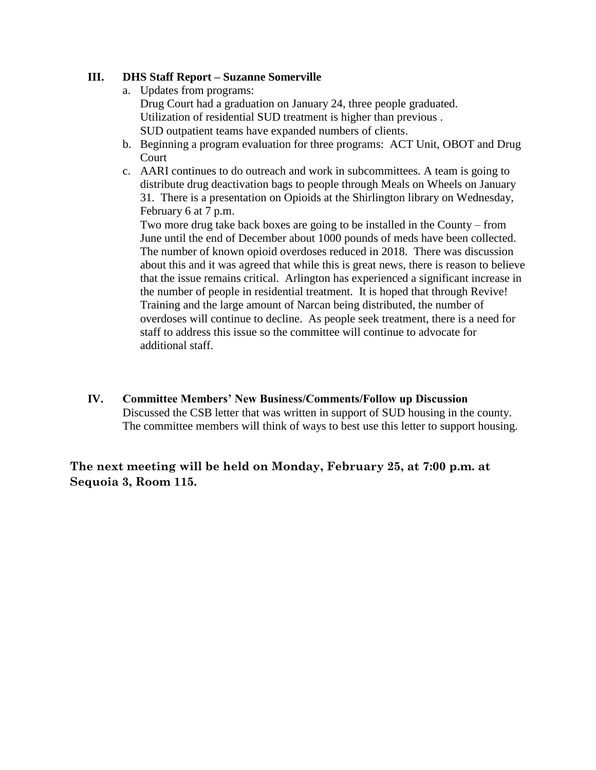## III. DHS Staff Report – Suzanne Somerville

a. Updates from programs:
   Drug Court had a graduation on January 24, three people graduated.
   Utilization of residential SUD treatment is higher than previous .
   SUD outpatient teams have expanded numbers of clients.

b. Beginning a program evaluation for three programs: ACT Unit, OBOT and Drug Court

c. AARI continues to do outreach and work in subcommittees. A team is going to distribute drug deactivation bags to people through Meals on Wheels on January 31. There is a presentation on Opioids at the Shirlington library on Wednesday, February 6 at 7 p.m.
   Two more drug take back boxes are going to be installed in the County – from June until the end of December about 1000 pounds of meds have been collected. The number of known opioid overdoses reduced in 2018. There was discussion about this and it was agreed that while this is great news, there is reason to believe that the issue remains critical. Arlington has experienced a significant increase in the number of people in residential treatment. It is hoped that through Revive! Training and the large amount of Narcan being distributed, the number of overdoses will continue to decline. As people seek treatment, there is a need for staff to address this issue so the committee will continue to advocate for additional staff.

## IV. Committee Members' New Business/Comments/Follow up Discussion

Discussed the CSB letter that was written in support of SUD housing in the county. The committee members will think of ways to best use this letter to support housing.

**The next meeting will be held on Monday, February 25, at 7:00 p.m. at Sequoia 3, Room 115.**